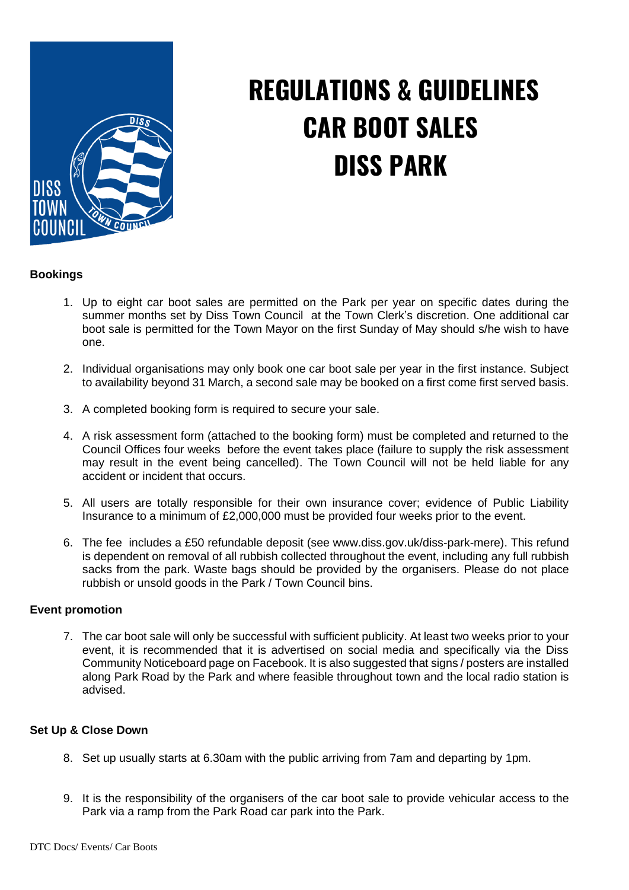# REGULATIONS & GUIDELINES CAR BOOT SALES DISS PARK

**Bookings**

1. Up to eight car boot sales are permitted on the Park per year on specific dates during the summer months set by Diss Town Council at the Town Clerk's discretion. One additional car boot sale is permitted for the Town Mayor on the first Sunday of May should s/he wish to have one.

2. Individual organisations may only book one car boot sale per year in the first instance. Subject to availability beyond 31 March, a second sale may be booked on a first come first served basis.

3. A completed booking form is required to secure your sale.

4. A risk assessment form (attached to the booking form) must be completed and returned to the Council Offices four weeks before the event takes place (failure to supply the risk assessment may result in the event being cancelled). The Town Council will not be held liable for any accident or incident that occurs.

5. All users are totally responsible for their own insurance cover; evidence of Public Liability Insurance to a minimum of £2,000,000 must be provided four weeks prior to the event.

6. The fee includes a £50 refundable deposit (see www.diss.gov.uk/diss-park-mere). This refund is dependent on removal of all rubbish collected throughout the event, including any full rubbish sacks from the park. Waste bags should be provided by the organisers. Please do not place rubbish or unsold goods in the Park / Town Council bins.

**Event promotion**

7. The car boot sale will only be successful with sufficient publicity. At least two weeks prior to your event, it is recommended that it is advertised on social media and specifically via the Diss Community Noticeboard page on Facebook. It is also suggested that signs / posters are installed along Park Road by the Park and where feasible throughout town and the local radio station is advised.

**Set Up & Close Down**

8. Set up usually starts at 6.30am with the public arriving from 7am and departing by 1pm.

9. It is the responsibility of the organisers of the car boot sale to provide vehicular access to the Park via a ramp from the Park Road car park into the Park.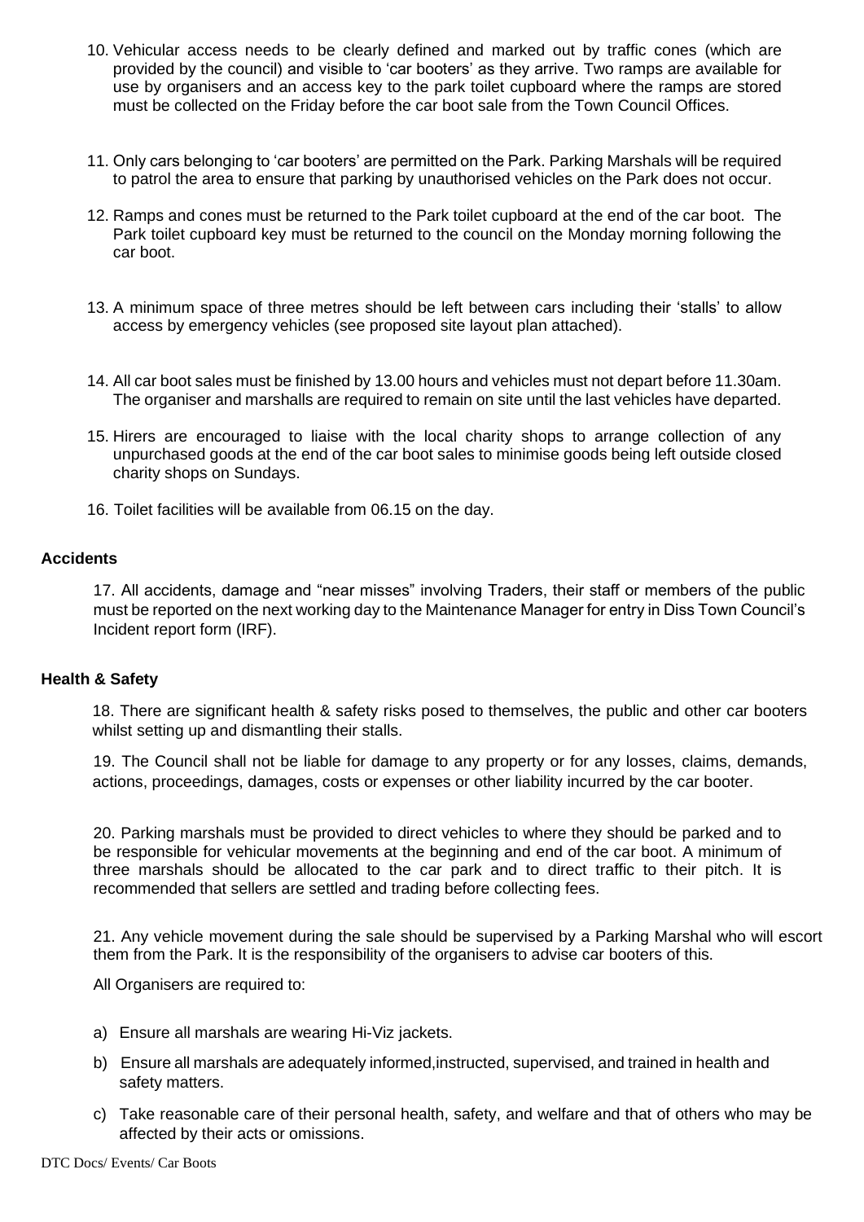10. Vehicular access needs to be clearly defined and marked out by traffic cones (which are provided by the council) and visible to 'car booters' as they arrive. Two ramps are available for use by organisers and an access key to the park toilet cupboard where the ramps are stored must be collected on the Friday before the car boot sale from the Town Council Offices.

11. Only cars belonging to 'car booters' are permitted on the Park. Parking Marshals will be required to patrol the area to ensure that parking by unauthorised vehicles on the Park does not occur.

12. Ramps and cones must be returned to the Park toilet cupboard at the end of the car boot. The Park toilet cupboard key must be returned to the council on the Monday morning following the car boot.

13. A minimum space of three metres should be left between cars including their 'stalls' to allow access by emergency vehicles (see proposed site layout plan attached).

14. All car boot sales must be finished by 13.00 hours and vehicles must not depart before 11.30am. The organiser and marshalls are required to remain on site until the last vehicles have departed.

15. Hirers are encouraged to liaise with the local charity shops to arrange collection of any unpurchased goods at the end of the car boot sales to minimise goods being left outside closed charity shops on Sundays.

16. Toilet facilities will be available from 06.15 on the day.

**Accidents**

17. All accidents, damage and "near misses" involving Traders, their staff or members of the public must be reported on the next working day to the Maintenance Manager for entry in Diss Town Council's Incident report form (IRF).

**Health & Safety**

18. There are significant health & safety risks posed to themselves, the public and other car booters whilst setting up and dismantling their stalls.

19. The Council shall not be liable for damage to any property or for any losses, claims, demands, actions, proceedings, damages, costs or expenses or other liability incurred by the car booter.

20. Parking marshals must be provided to direct vehicles to where they should be parked and to be responsible for vehicular movements at the beginning and end of the car boot. A minimum of three marshals should be allocated to the car park and to direct traffic to their pitch. It is recommended that sellers are settled and trading before collecting fees.

21. Any vehicle movement during the sale should be supervised by a Parking Marshal who will escort them from the Park. It is the responsibility of the organisers to advise car booters of this.

All Organisers are required to:

a) Ensure all marshals are wearing Hi-Viz jackets.

b) Ensure all marshals are adequately informed,instructed, supervised, and trained in health and safety matters.

c) Take reasonable care of their personal health, safety, and welfare and that of others who may be affected by their acts or omissions.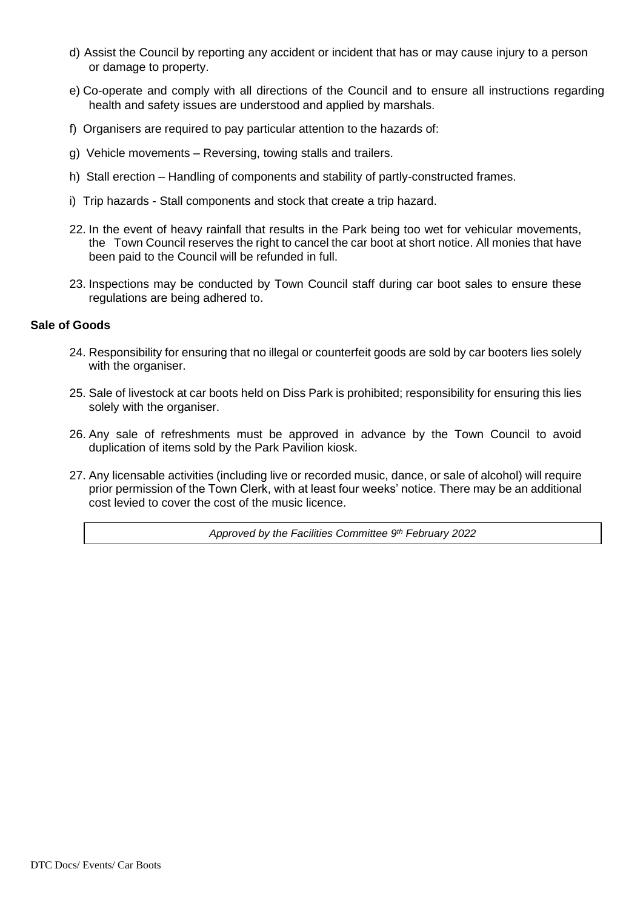d) Assist the Council by reporting any accident or incident that has or may cause injury to a person or damage to property.

e) Co-operate and comply with all directions of the Council and to ensure all instructions regarding health and safety issues are understood and applied by marshals.

f) Organisers are required to pay particular attention to the hazards of:

g) Vehicle movements – Reversing, towing stalls and trailers.

h) Stall erection – Handling of components and stability of partly-constructed frames.

i) Trip hazards - Stall components and stock that create a trip hazard.

22. In the event of heavy rainfall that results in the Park being too wet for vehicular movements, the Town Council reserves the right to cancel the car boot at short notice. All monies that have been paid to the Council will be refunded in full.

23. Inspections may be conducted by Town Council staff during car boot sales to ensure these regulations are being adhered to.

**Sale of Goods**

24. Responsibility for ensuring that no illegal or counterfeit goods are sold by car booters lies solely with the organiser.

25. Sale of livestock at car boots held on Diss Park is prohibited; responsibility for ensuring this lies solely with the organiser.

26. Any sale of refreshments must be approved in advance by the Town Council to avoid duplication of items sold by the Park Pavilion kiosk.

27. Any licensable activities (including live or recorded music, dance, or sale of alcohol) will require prior permission of the Town Clerk, with at least four weeks' notice. There may be an additional cost levied to cover the cost of the music licence.

*Approved by the Facilities Committee 9th February 2022*

DTC Docs/ Events/ Car Boots